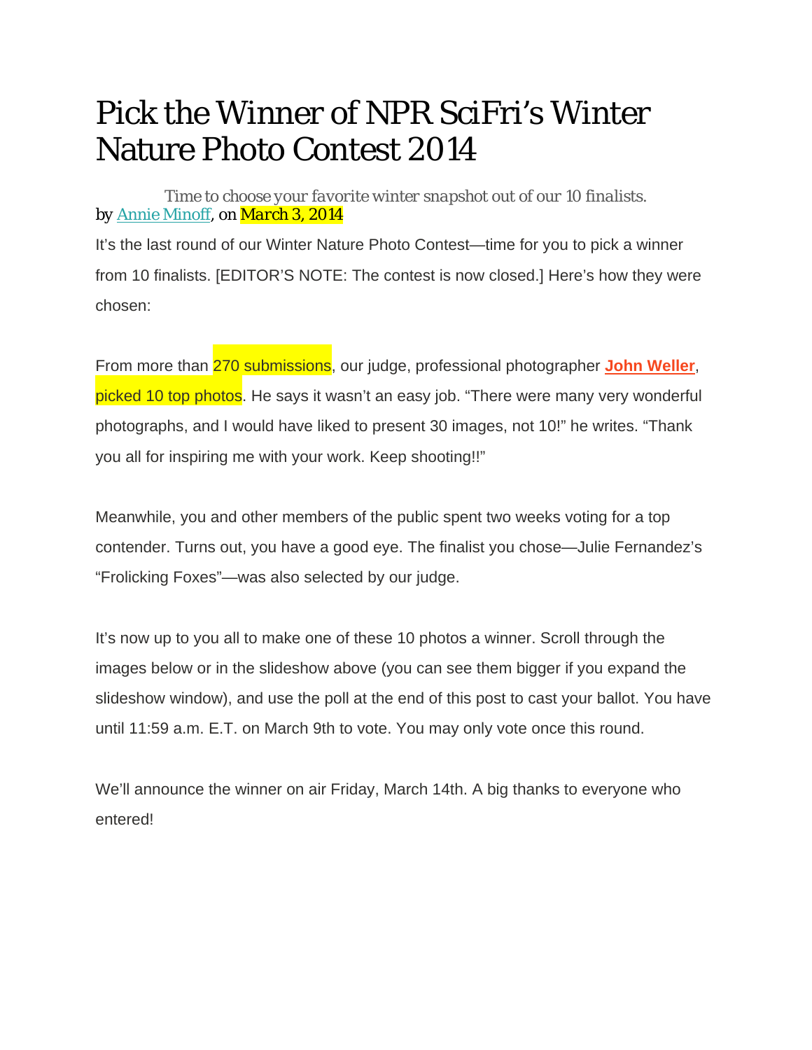# Pick the Winner of NPR SciFri's Winter Nature Photo Contest 2014

*Time to choose your favorite winter snapshot out of our 10 finalists.*

by Annie Minoff, on March 3, 2014

It's the last round of our Winter Nature Photo Contest—time for you to pick a winner from 10 finalists. [EDITOR'S NOTE: The contest is now closed.] Here's how they were chosen:

From more than 270 submissions, our judge, professional photographer **John Weller**, picked 10 top photos. He says it wasn't an easy job. "There were many very wonderful photographs, and I would have liked to present 30 images, not 10!" he writes. "Thank you all for inspiring me with your work. Keep shooting!!"

Meanwhile, you and other members of the public spent two weeks voting for a top contender. Turns out, you have a good eye. The finalist you chose—Julie Fernandez's "Frolicking Foxes"—was also selected by our judge.

It's now up to you all to make one of these 10 photos a winner. Scroll through the images below or in the slideshow above (you can see them bigger if you expand the slideshow window), and use the poll at the end of this post to cast your ballot. You have until 11:59 a.m. E.T. on March 9th to vote. You may only vote once this round.

We'll announce the winner on air Friday, March 14th. A big thanks to everyone who entered!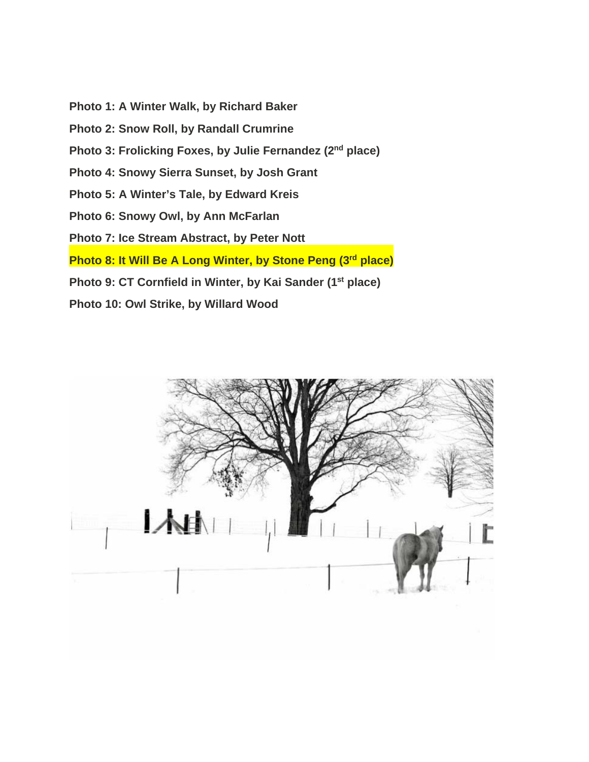**Photo 1: A Winter Walk, by Richard Baker**

**Photo 2: Snow Roll, by Randall Crumrine**

**Photo 3: Frolicking Foxes, by Julie Fernandez (2nd place)**

**Photo 4: Snowy Sierra Sunset, by Josh Grant**

**Photo 5: A Winter's Tale, by Edward Kreis**

**Photo 6: Snowy Owl, by Ann McFarlan**

**Photo 7: Ice Stream Abstract, by Peter Nott**

**Photo 8: It Will Be A Long Winter, by Stone Peng (3rd place)**

**Photo 9: CT Cornfield in Winter, by Kai Sander (1st place)**

**Photo 10: Owl Strike, by Willard Wood**